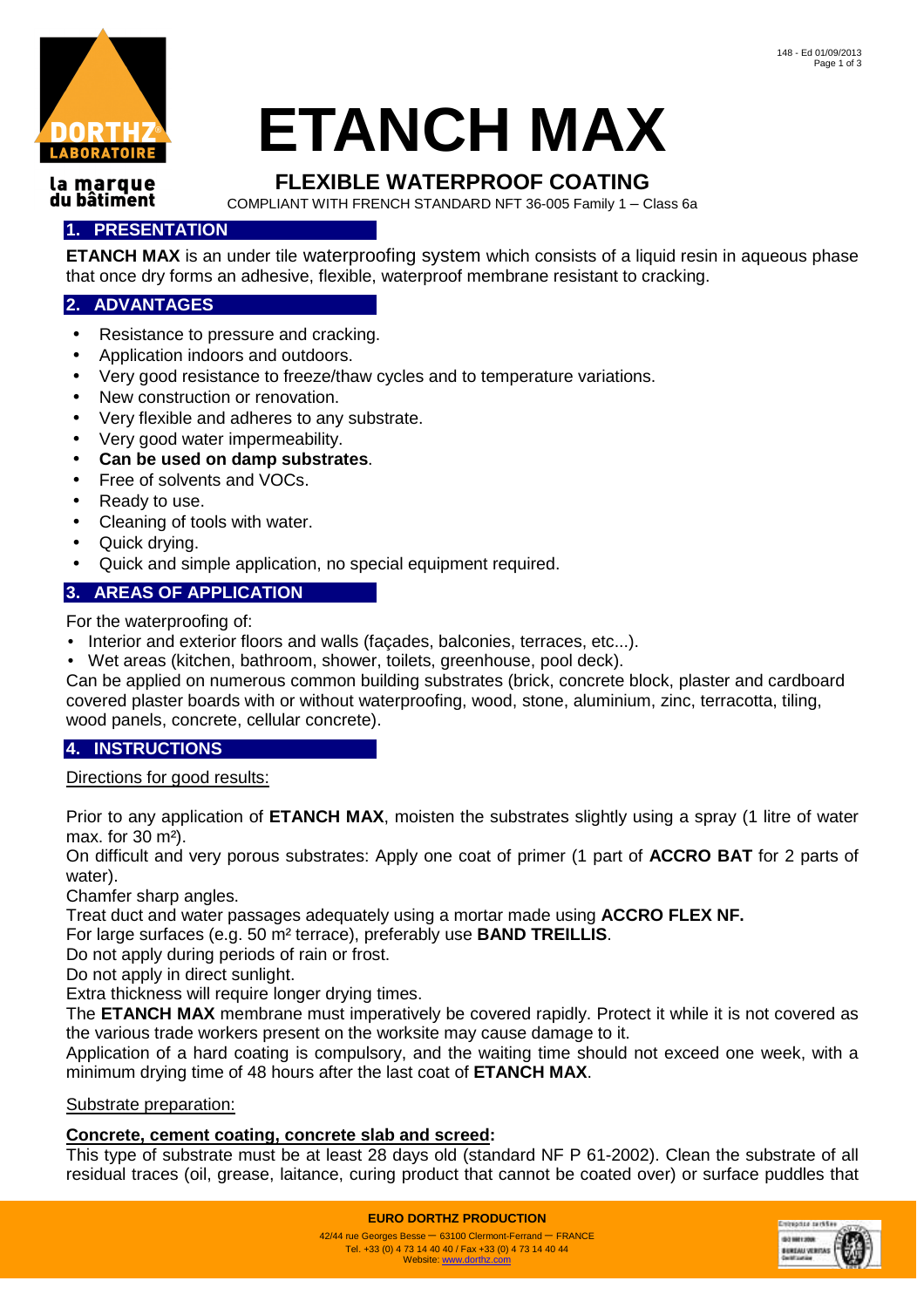# ETANCH MAX

## FLEXIBLE WATERPROOF COATING

COMPLIANT WITH FRENCH STANDARD NFT 36-005 Family 1 – Class 6a

## 1. PRESENTATION

**ETANCH MAX** is an under tile waterproofing system which consists of a liquid resin in aqueous phase that once dry forms an adhesive, flexible, waterproof membrane resistant to cracking.

## 2. ADVANTAGES

- Resistance to pressure and cracking.
- Application indoors and outdoors.
- Very good resistance to freeze/thaw cycles and to temperature variations.
- New construction or renovation.
- Very flexible and adheres to any substrate.
- Very good water impermeability.
- **Can be used on damp substrates**.
- Free of solvents and VOCs.
- Ready to use.
- Cleaning of tools with water.
- Quick drying.
- Quick and simple application, no special equipment required.

## 3. AREAS OF APPLICATION

For the waterproofing of:

- Interior and exterior floors and walls (façades, balconies, terraces, etc...).
- Wet areas (kitchen, bathroom, shower, toilets, greenhouse, pool deck).

Can be applied on numerous common building substrates (brick, concrete block, plaster and cardboard covered plaster boards with or without waterproofing, wood, stone, aluminium, zinc, terracotta, tiling, wood panels, concrete, cellular concrete).

## 4. INSTRUCTIONS

Directions for good results:

Prior to any application of **ETANCH MAX**, moisten the substrates slightly using a spray (1 litre of water max. for 30 m²).

On difficult and very porous substrates: Apply one coat of primer (1 part of **ACCRO BAT** for 2 parts of water).

Chamfer sharp angles.

Treat duct and water passages adequately using a mortar made using **ACCRO FLEX NF.**

For large surfaces (e.g. 50 m² terrace), preferably use **BAND TREILLIS**.

Do not apply during periods of rain or frost.

Do not apply in direct sunlight.

Extra thickness will require longer drying times.

The **ETANCH MAX** membrane must imperatively be covered rapidly. Protect it while it is not covered as the various trade workers present on the worksite may cause damage to it.

Application of a hard coating is compulsory, and the waiting time should not exceed one week, with a minimum drying time of 48 hours after the last coat of **ETANCH MAX**.

Substrate preparation:

**Concrete, cement coating, concrete slab and screed:**

This type of substrate must be at least 28 days old (standard NF P 61-2002). Clean the substrate of all residual traces (oil, grease, laitance, curing product that cannot be coated over) or surface puddles that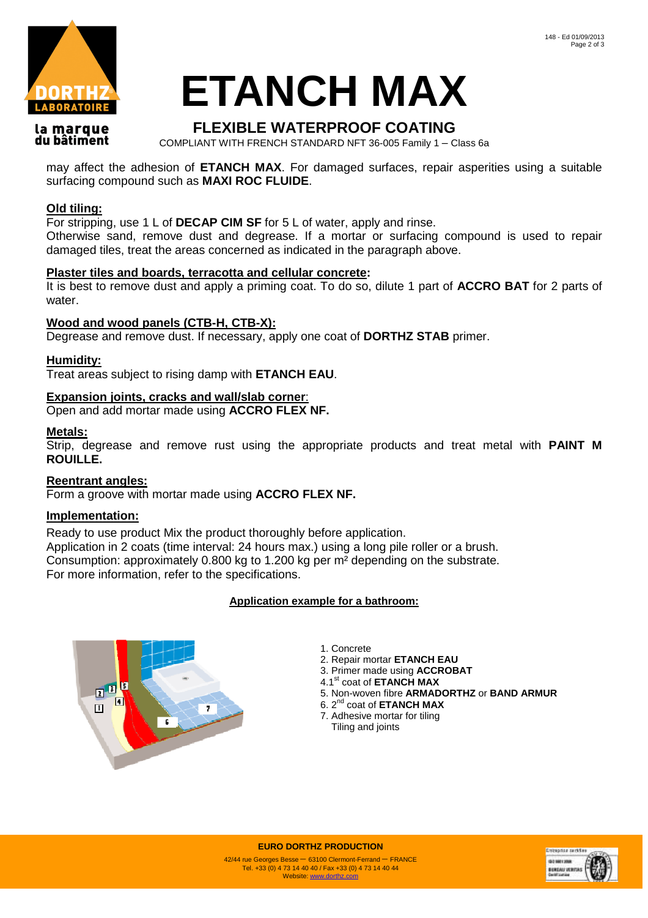# ETANCH MAX

## FLEXIBLE WATERPROOF COATING

COMPLIANT WITH FRENCH STANDARD NFT 36-005 Family 1 – Class 6a

may affect the adhesion of **ETANCH MAX**. For damaged surfaces, repair asperities using a suitable surfacing compound such as **MAXI ROC FLUIDE**.

**Old tiling:**

For stripping, use 1 L of **DECAP CIM SF** for 5 L of water, apply and rinse.
Otherwise sand, remove dust and degrease. If a mortar or surfacing compound is used to repair damaged tiles, treat the areas concerned as indicated in the paragraph above.

**Plaster tiles and boards, terracotta and cellular concrete:**

It is best to remove dust and apply a priming coat. To do so, dilute 1 part of **ACCRO BAT** for 2 parts of water.

**Wood and wood panels (CTB-H, CTB-X):**

Degrease and remove dust. If necessary, apply one coat of **DORTHZ STAB** primer.

**Humidity:**

Treat areas subject to rising damp with **ETANCH EAU**.

**Expansion joints, cracks and wall/slab corner:**

Open and add mortar made using **ACCRO FLEX NF.**

**Metals:**

Strip, degrease and remove rust using the appropriate products and treat metal with **PAINT M ROUILLE.**

**Reentrant angles:**

Form a groove with mortar made using **ACCRO FLEX NF.**

**Implementation:**

Ready to use product Mix the product thoroughly before application.
Application in 2 coats (time interval: 24 hours max.) using a long pile roller or a brush.
Consumption: approximately 0.800 kg to 1.200 kg per m² depending on the substrate.
For more information, refer to the specifications.

**Application example for a bathroom:**

1. Concrete
2. Repair mortar **ETANCH EAU**
3. Primer made using **ACCROBAT**
4. 1st coat of **ETANCH MAX**
5. Non-woven fibre **ARMADORTHZ** or **BAND ARMUR**
6. 2nd coat of **ETANCH MAX**
7. Adhesive mortar for tiling
   Tiling and joints

**EURO DORTHZ PRODUCTION**

42/44 rue Georges Besse – 63100 Clermont-Ferrand – FRANCE
Tel. +33 (0) 4 73 14 40 40 / Fax +33 (0) 4 73 14 40 44
Website: www.dorthz.com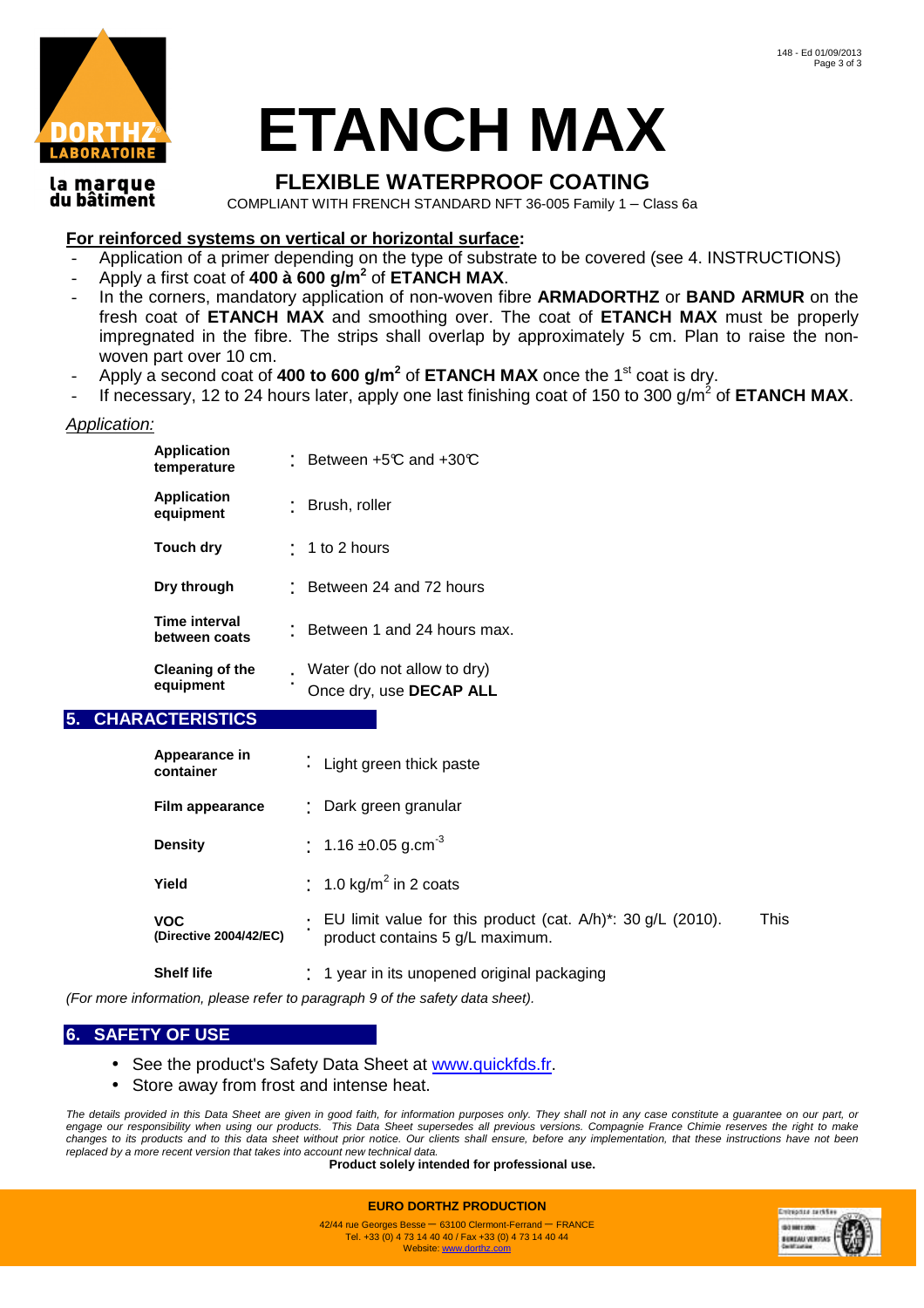# ETANCH MAX

## FLEXIBLE WATERPROOF COATING

COMPLIANT WITH FRENCH STANDARD NFT 36-005 Family 1 – Class 6a

**For reinforced systems on vertical or horizontal surface:**

- Application of a primer depending on the type of substrate to be covered (see 4. INSTRUCTIONS)
- Apply a first coat of **400 à 600 g/m²** of **ETANCH MAX**.
- In the corners, mandatory application of non-woven fibre **ARMADORTHZ** or **BAND ARMUR** on the fresh coat of **ETANCH MAX** and smoothing over. The coat of **ETANCH MAX** must be properly impregnated in the fibre. The strips shall overlap by approximately 5 cm. Plan to raise the non-woven part over 10 cm.
- Apply a second coat of **400 to 600 g/m²** of **ETANCH MAX** once the 1st coat is dry.
- If necessary, 12 to 24 hours later, apply one last finishing coat of 150 to 300 g/m² of **ETANCH MAX**.

*Application:*

| | |
|---|---|
| **Application temperature** | : Between +5°C and +30°C |
| **Application equipment** | : Brush, roller |
| **Touch dry** | : 1 to 2 hours |
| **Dry through** | : Between 24 and 72 hours |
| **Time interval between coats** | : Between 1 and 24 hours max. |
| **Cleaning of the equipment** | : Water (do not allow to dry)<br>Once dry, use **DECAP ALL** |

## 5. CHARACTERISTICS

| | |
|---|---|
| **Appearance in container** | : Light green thick paste |
| **Film appearance** | : Dark green granular |
| **Density** | : 1.16 ±0.05 g.cm$^{-3}$ |
| **Yield** | : 1.0 kg/m² in 2 coats |
| **VOC (Directive 2004/42/EC)** | : EU limit value for this product (cat. A/h)*: 30 g/L (2010). This product contains 5 g/L maximum. |
| **Shelf life** | : 1 year in its unopened original packaging |

*(For more information, please refer to paragraph 9 of the safety data sheet).*

## 6. SAFETY OF USE

- See the product's Safety Data Sheet at www.quickfds.fr.
- Store away from frost and intense heat.

*The details provided in this Data Sheet are given in good faith, for information purposes only. They shall not in any case constitute a guarantee on our part, or engage our responsibility when using our products. This Data Sheet supersedes all previous versions. Compagnie France Chimie reserves the right to make changes to its products and to this data sheet without prior notice. Our clients shall ensure, before any implementation, that these instructions have not been replaced by a more recent version that takes into account new technical data.*

**Product solely intended for professional use.**

**EURO DORTHZ PRODUCTION**

42/44 rue Georges Besse – 63100 Clermont-Ferrand – FRANCE
Tel. +33 (0) 4 73 14 40 40 / Fax +33 (0) 4 73 14 40 44
Website: www.dorthz.com